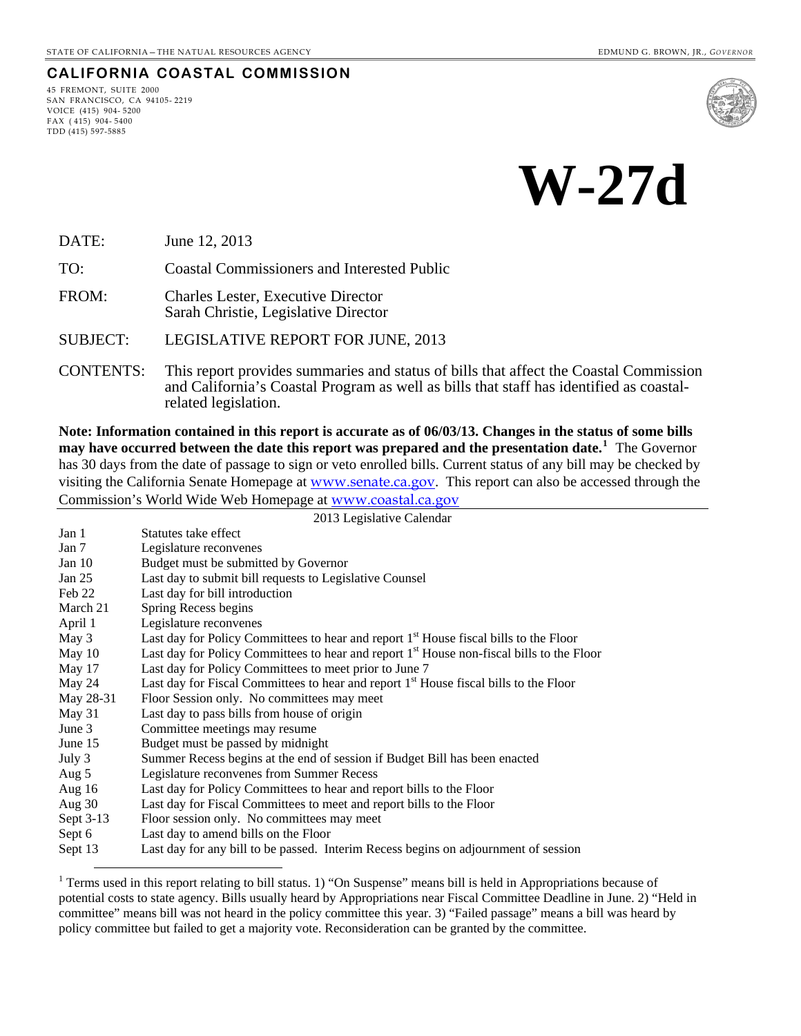STATE OF CALIFORNIA – THE NATURAL RESOURCES AGENCY — EDMUND G. BROWN, JR., *GOVERNOR*

**CALIFORNIA COASTAL COMMISSION**

45 FREMONT, SUITE 2000
SAN FRANCISCO, CA 94105-2219
VOICE (415) 904-5200
FAX (415) 904-5400
TDD (415) 597-5885

# W-27d

| | |
|---|---|
| DATE: | June 12, 2013 |
| TO: | Coastal Commissioners and Interested Public |
| FROM: | Charles Lester, Executive Director<br>Sarah Christie, Legislative Director |
| SUBJECT: | LEGISLATIVE REPORT FOR JUNE, 2013 |
| CONTENTS: | This report provides summaries and status of bills that affect the Coastal Commission and California's Coastal Program as well as bills that staff has identified as coastal-related legislation. |

**Note: Information contained in this report is accurate as of 06/03/13. Changes in the status of some bills may have occurred between the date this report was prepared and the presentation date.**[1] The Governor has 30 days from the date of passage to sign or veto enrolled bills. Current status of any bill may be checked by visiting the California Senate Homepage at www.senate.ca.gov. This report can also be accessed through the Commission's World Wide Web Homepage at www.coastal.ca.gov

2013 Legislative Calendar

| | |
|---|---|
| Jan 1 | Statutes take effect |
| Jan 7 | Legislature reconvenes |
| Jan 10 | Budget must be submitted by Governor |
| Jan 25 | Last day to submit bill requests to Legislative Counsel |
| Feb 22 | Last day for bill introduction |
| March 21 | Spring Recess begins |
| April 1 | Legislature reconvenes |
| May 3 | Last day for Policy Committees to hear and report 1st House fiscal bills to the Floor |
| May 10 | Last day for Policy Committees to hear and report 1st House non-fiscal bills to the Floor |
| May 17 | Last day for Policy Committees to meet prior to June 7 |
| May 24 | Last day for Fiscal Committees to hear and report 1st House fiscal bills to the Floor |
| May 28-31 | Floor Session only. No committees may meet |
| May 31 | Last day to pass bills from house of origin |
| June 3 | Committee meetings may resume |
| June 15 | Budget must be passed by midnight |
| July 3 | Summer Recess begins at the end of session if Budget Bill has been enacted |
| Aug 5 | Legislature reconvenes from Summer Recess |
| Aug 16 | Last day for Policy Committees to hear and report bills to the Floor |
| Aug 30 | Last day for Fiscal Committees to meet and report bills to the Floor |
| Sept 3-13 | Floor session only. No committees may meet |
| Sept 6 | Last day to amend bills on the Floor |
| Sept 13 | Last day for any bill to be passed. Interim Recess begins on adjournment of session |

[1] Terms used in this report relating to bill status. 1) "On Suspense" means bill is held in Appropriations because of potential costs to state agency. Bills usually heard by Appropriations near Fiscal Committee Deadline in June. 2) "Held in committee" means bill was not heard in the policy committee this year. 3) "Failed passage" means a bill was heard by policy committee but failed to get a majority vote. Reconsideration can be granted by the committee.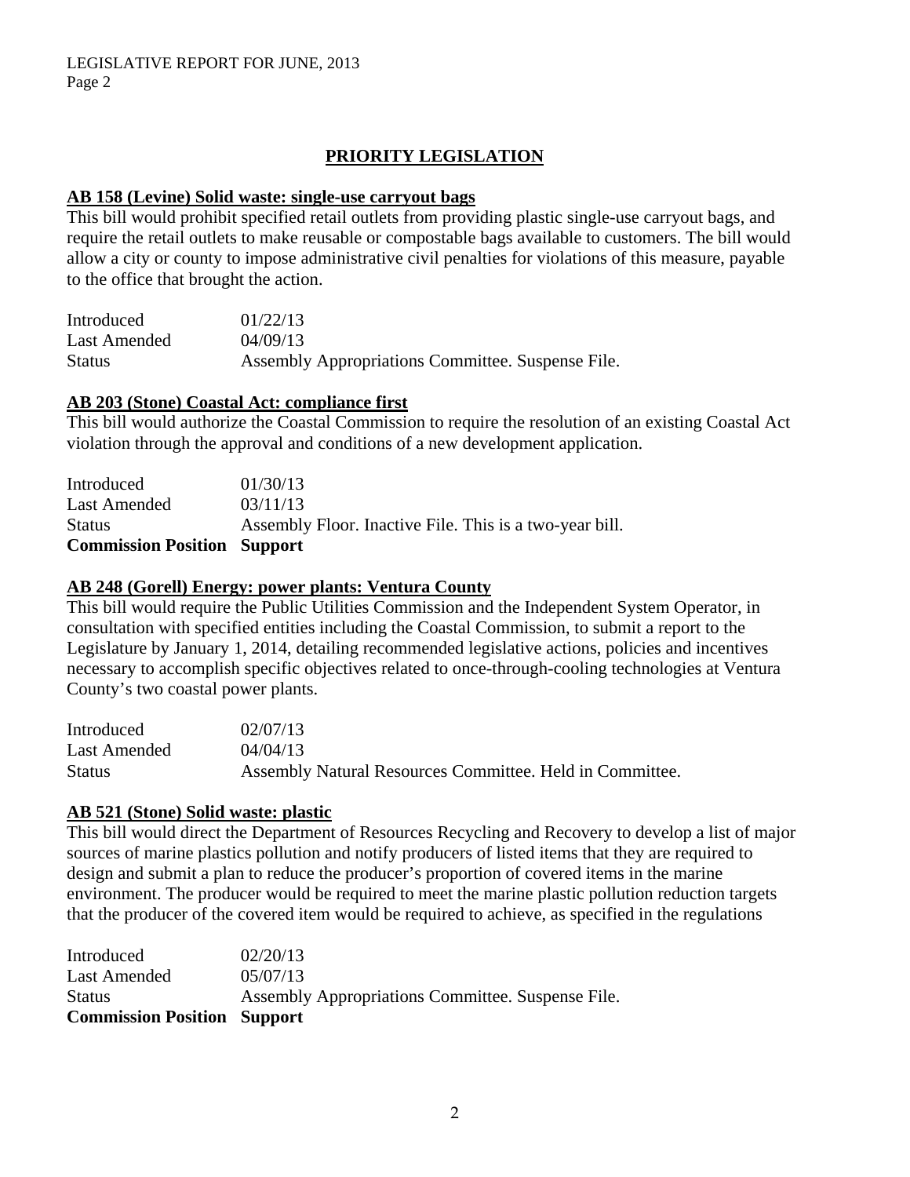## PRIORITY LEGISLATION

### AB 158 (Levine) Solid waste: single-use carryout bags

This bill would prohibit specified retail outlets from providing plastic single-use carryout bags, and require the retail outlets to make reusable or compostable bags available to customers. The bill would allow a city or county to impose administrative civil penalties for violations of this measure, payable to the office that brought the action.

| | |
|---|---|
| Introduced | 01/22/13 |
| Last Amended | 04/09/13 |
| Status | Assembly Appropriations Committee. Suspense File. |

### AB 203 (Stone) Coastal Act: compliance first

This bill would authorize the Coastal Commission to require the resolution of an existing Coastal Act violation through the approval and conditions of a new development application.

| | |
|---|---|
| Introduced | 01/30/13 |
| Last Amended | 03/11/13 |
| Status | Assembly Floor. Inactive File. This is a two-year bill. |
| **Commission Position** | **Support** |

### AB 248 (Gorell) Energy: power plants: Ventura County

This bill would require the Public Utilities Commission and the Independent System Operator, in consultation with specified entities including the Coastal Commission, to submit a report to the Legislature by January 1, 2014, detailing recommended legislative actions, policies and incentives necessary to accomplish specific objectives related to once-through-cooling technologies at Ventura County's two coastal power plants.

| | |
|---|---|
| Introduced | 02/07/13 |
| Last Amended | 04/04/13 |
| Status | Assembly Natural Resources Committee. Held in Committee. |

### AB 521 (Stone) Solid waste: plastic

This bill would direct the Department of Resources Recycling and Recovery to develop a list of major sources of marine plastics pollution and notify producers of listed items that they are required to design and submit a plan to reduce the producer's proportion of covered items in the marine environment. The producer would be required to meet the marine plastic pollution reduction targets that the producer of the covered item would be required to achieve, as specified in the regulations

| | |
|---|---|
| Introduced | 02/20/13 |
| Last Amended | 05/07/13 |
| Status | Assembly Appropriations Committee. Suspense File. |
| **Commission Position** | **Support** |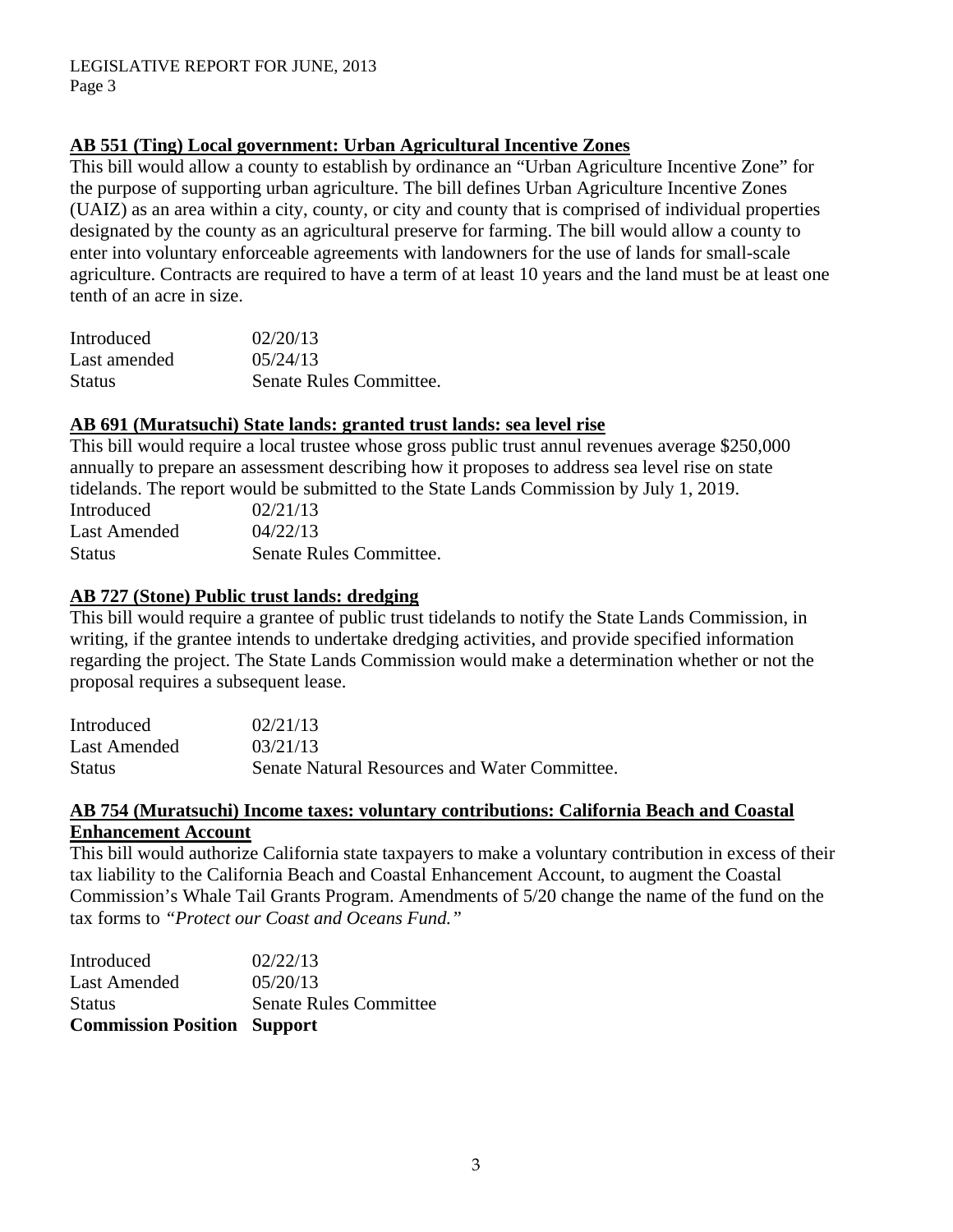**AB 551 (Ting) Local government: Urban Agricultural Incentive Zones**

This bill would allow a county to establish by ordinance an "Urban Agriculture Incentive Zone" for the purpose of supporting urban agriculture. The bill defines Urban Agriculture Incentive Zones (UAIZ) as an area within a city, county, or city and county that is comprised of individual properties designated by the county as an agricultural preserve for farming. The bill would allow a county to enter into voluntary enforceable agreements with landowners for the use of lands for small-scale agriculture. Contracts are required to have a term of at least 10 years and the land must be at least one tenth of an acre in size.

| | |
|---|---|
| Introduced | 02/20/13 |
| Last amended | 05/24/13 |
| Status | Senate Rules Committee. |

**AB 691 (Muratsuchi) State lands: granted trust lands: sea level rise**

This bill would require a local trustee whose gross public trust annul revenues average $250,000 annually to prepare an assessment describing how it proposes to address sea level rise on state tidelands. The report would be submitted to the State Lands Commission by July 1, 2019.

| | |
|---|---|
| Introduced | 02/21/13 |
| Last Amended | 04/22/13 |
| Status | Senate Rules Committee. |

**AB 727 (Stone) Public trust lands: dredging**

This bill would require a grantee of public trust tidelands to notify the State Lands Commission, in writing, if the grantee intends to undertake dredging activities, and provide specified information regarding the project. The State Lands Commission would make a determination whether or not the proposal requires a subsequent lease.

| | |
|---|---|
| Introduced | 02/21/13 |
| Last Amended | 03/21/13 |
| Status | Senate Natural Resources and Water Committee. |

**AB 754 (Muratsuchi) Income taxes: voluntary contributions: California Beach and Coastal Enhancement Account**

This bill would authorize California state taxpayers to make a voluntary contribution in excess of their tax liability to the California Beach and Coastal Enhancement Account, to augment the Coastal Commission's Whale Tail Grants Program. Amendments of 5/20 change the name of the fund on the tax forms to *"Protect our Coast and Oceans Fund."*

| | |
|---|---|
| Introduced | 02/22/13 |
| Last Amended | 05/20/13 |
| Status | Senate Rules Committee |
| **Commission Position** | **Support** |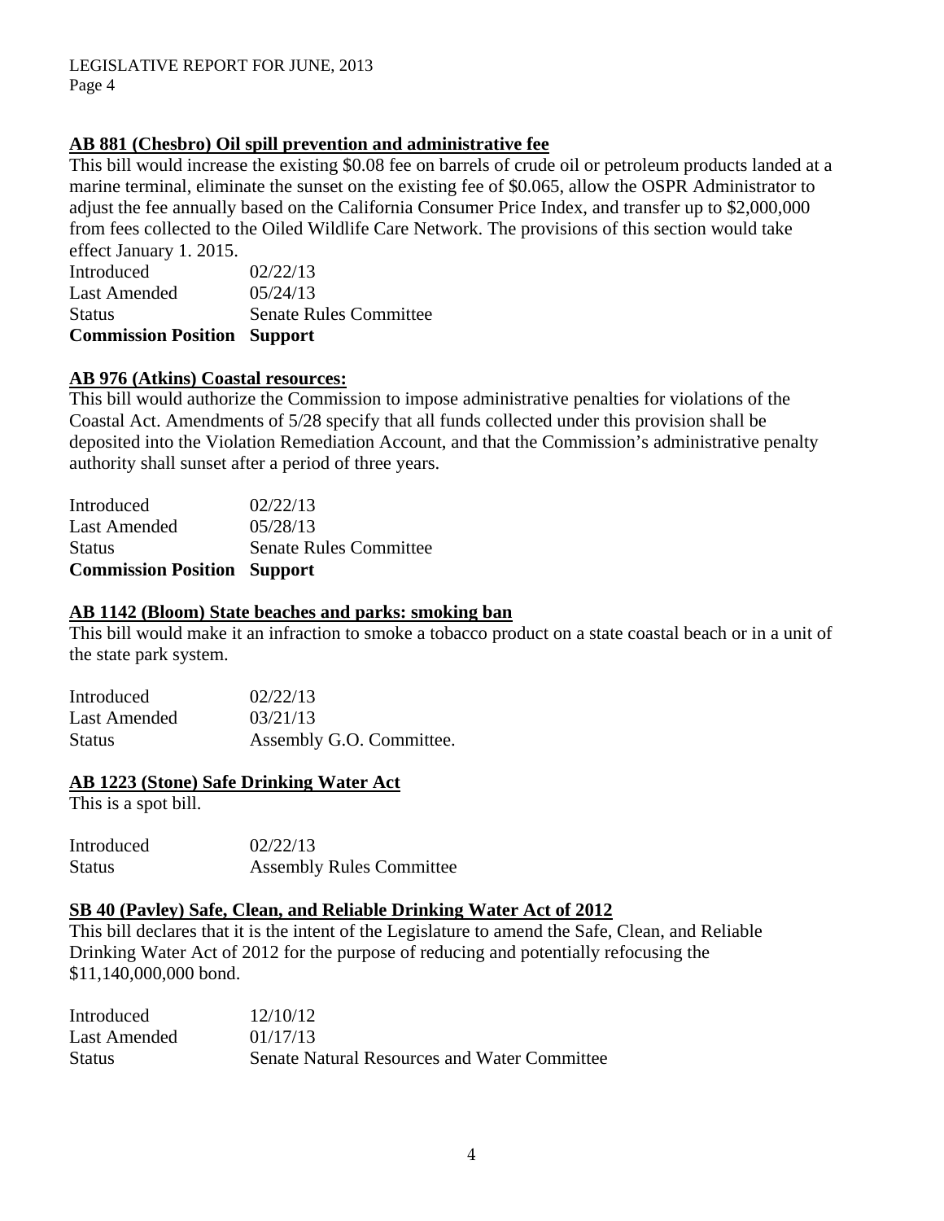**AB 881 (Chesbro) Oil spill prevention and administrative fee**

This bill would increase the existing \$0.08 fee on barrels of crude oil or petroleum products landed at a marine terminal, eliminate the sunset on the existing fee of \$0.065, allow the OSPR Administrator to adjust the fee annually based on the California Consumer Price Index, and transfer up to \$2,000,000 from fees collected to the Oiled Wildlife Care Network. The provisions of this section would take effect January 1. 2015.

| | |
|---|---|
| Introduced | 02/22/13 |
| Last Amended | 05/24/13 |
| Status | Senate Rules Committee |
| **Commission Position** | **Support** |

**AB 976 (Atkins) Coastal resources:**

This bill would authorize the Commission to impose administrative penalties for violations of the Coastal Act. Amendments of 5/28 specify that all funds collected under this provision shall be deposited into the Violation Remediation Account, and that the Commission's administrative penalty authority shall sunset after a period of three years.

| | |
|---|---|
| Introduced | 02/22/13 |
| Last Amended | 05/28/13 |
| Status | Senate Rules Committee |
| **Commission Position** | **Support** |

**AB 1142 (Bloom) State beaches and parks: smoking ban**

This bill would make it an infraction to smoke a tobacco product on a state coastal beach or in a unit of the state park system.

| | |
|---|---|
| Introduced | 02/22/13 |
| Last Amended | 03/21/13 |
| Status | Assembly G.O. Committee. |

**AB 1223 (Stone) Safe Drinking Water Act**

This is a spot bill.

| | |
|---|---|
| Introduced | 02/22/13 |
| Status | Assembly Rules Committee |

**SB 40 (Pavley) Safe, Clean, and Reliable Drinking Water Act of 2012**

This bill declares that it is the intent of the Legislature to amend the Safe, Clean, and Reliable Drinking Water Act of 2012 for the purpose of reducing and potentially refocusing the \$11,140,000,000 bond.

| | |
|---|---|
| Introduced | 12/10/12 |
| Last Amended | 01/17/13 |
| Status | Senate Natural Resources and Water Committee |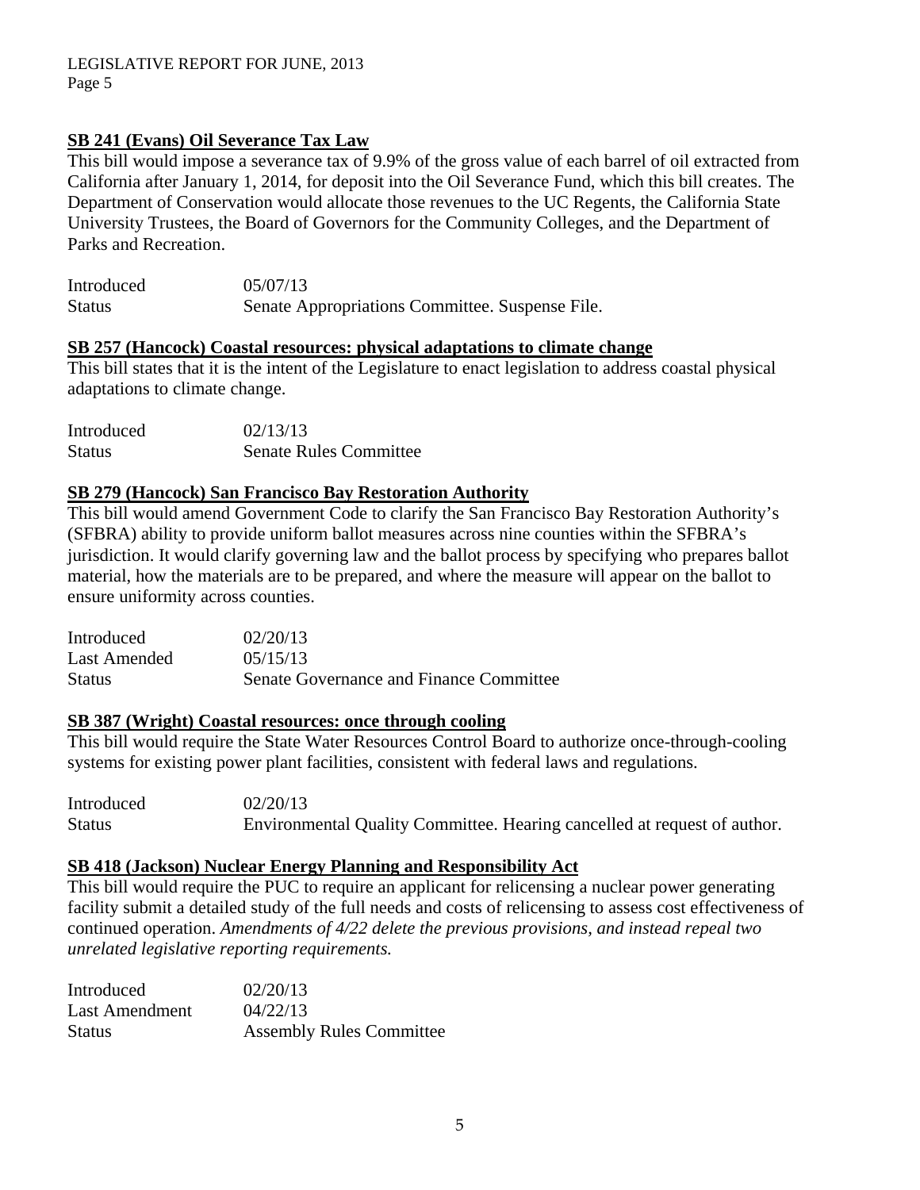**SB 241 (Evans) Oil Severance Tax Law**

This bill would impose a severance tax of 9.9% of the gross value of each barrel of oil extracted from California after January 1, 2014, for deposit into the Oil Severance Fund, which this bill creates. The Department of Conservation would allocate those revenues to the UC Regents, the California State University Trustees, the Board of Governors for the Community Colleges, and the Department of Parks and Recreation.

| | |
|---|---|
| Introduced | 05/07/13 |
| Status | Senate Appropriations Committee. Suspense File. |

**SB 257 (Hancock) Coastal resources: physical adaptations to climate change**

This bill states that it is the intent of the Legislature to enact legislation to address coastal physical adaptations to climate change.

| | |
|---|---|
| Introduced | 02/13/13 |
| Status | Senate Rules Committee |

**SB 279 (Hancock) San Francisco Bay Restoration Authority**

This bill would amend Government Code to clarify the San Francisco Bay Restoration Authority's (SFBRA) ability to provide uniform ballot measures across nine counties within the SFBRA's jurisdiction. It would clarify governing law and the ballot process by specifying who prepares ballot material, how the materials are to be prepared, and where the measure will appear on the ballot to ensure uniformity across counties.

| | |
|---|---|
| Introduced | 02/20/13 |
| Last Amended | 05/15/13 |
| Status | Senate Governance and Finance Committee |

**SB 387 (Wright) Coastal resources: once through cooling**

This bill would require the State Water Resources Control Board to authorize once-through-cooling systems for existing power plant facilities, consistent with federal laws and regulations.

| | |
|---|---|
| Introduced | 02/20/13 |
| Status | Environmental Quality Committee. Hearing cancelled at request of author. |

**SB 418 (Jackson) Nuclear Energy Planning and Responsibility Act**

This bill would require the PUC to require an applicant for relicensing a nuclear power generating facility submit a detailed study of the full needs and costs of relicensing to assess cost effectiveness of continued operation. *Amendments of 4/22 delete the previous provisions, and instead repeal two unrelated legislative reporting requirements.*

| | |
|---|---|
| Introduced | 02/20/13 |
| Last Amendment | 04/22/13 |
| Status | Assembly Rules Committee |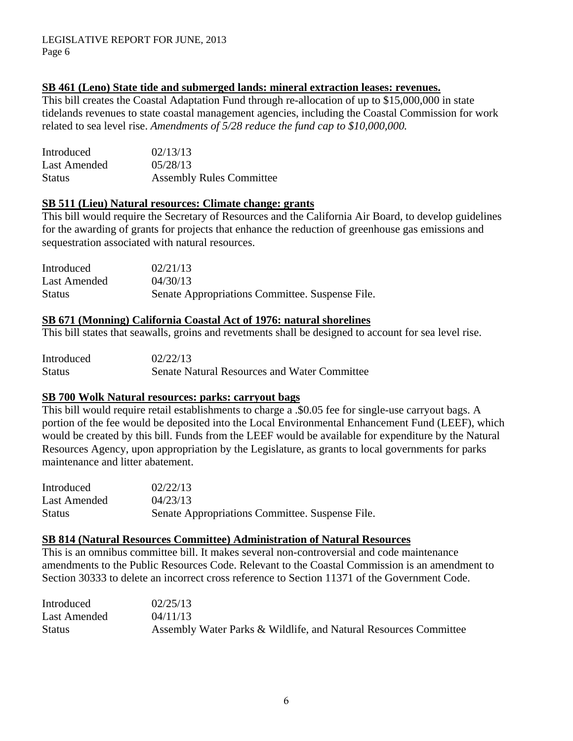**SB 461 (Leno) State tide and submerged lands: mineral extraction leases: revenues.**

This bill creates the Coastal Adaptation Fund through re-allocation of up to $15,000,000 in state tidelands revenues to state coastal management agencies, including the Coastal Commission for work related to sea level rise. *Amendments of 5/28 reduce the fund cap to $10,000,000.*

| | |
|---|---|
| Introduced | 02/13/13 |
| Last Amended | 05/28/13 |
| Status | Assembly Rules Committee |

**SB 511 (Lieu) Natural resources: Climate change: grants**

This bill would require the Secretary of Resources and the California Air Board, to develop guidelines for the awarding of grants for projects that enhance the reduction of greenhouse gas emissions and sequestration associated with natural resources.

| | |
|---|---|
| Introduced | 02/21/13 |
| Last Amended | 04/30/13 |
| Status | Senate Appropriations Committee. Suspense File. |

**SB 671 (Monning) California Coastal Act of 1976: natural shorelines**

This bill states that seawalls, groins and revetments shall be designed to account for sea level rise.

| | |
|---|---|
| Introduced | 02/22/13 |
| Status | Senate Natural Resources and Water Committee |

**SB 700 Wolk Natural resources: parks: carryout bags**

This bill would require retail establishments to charge a .$0.05 fee for single-use carryout bags. A portion of the fee would be deposited into the Local Environmental Enhancement Fund (LEEF), which would be created by this bill. Funds from the LEEF would be available for expenditure by the Natural Resources Agency, upon appropriation by the Legislature, as grants to local governments for parks maintenance and litter abatement.

| | |
|---|---|
| Introduced | 02/22/13 |
| Last Amended | 04/23/13 |
| Status | Senate Appropriations Committee. Suspense File. |

**SB 814 (Natural Resources Committee) Administration of Natural Resources**

This is an omnibus committee bill. It makes several non-controversial and code maintenance amendments to the Public Resources Code. Relevant to the Coastal Commission is an amendment to Section 30333 to delete an incorrect cross reference to Section 11371 of the Government Code.

| | |
|---|---|
| Introduced | 02/25/13 |
| Last Amended | 04/11/13 |
| Status | Assembly Water Parks & Wildlife, and Natural Resources Committee |